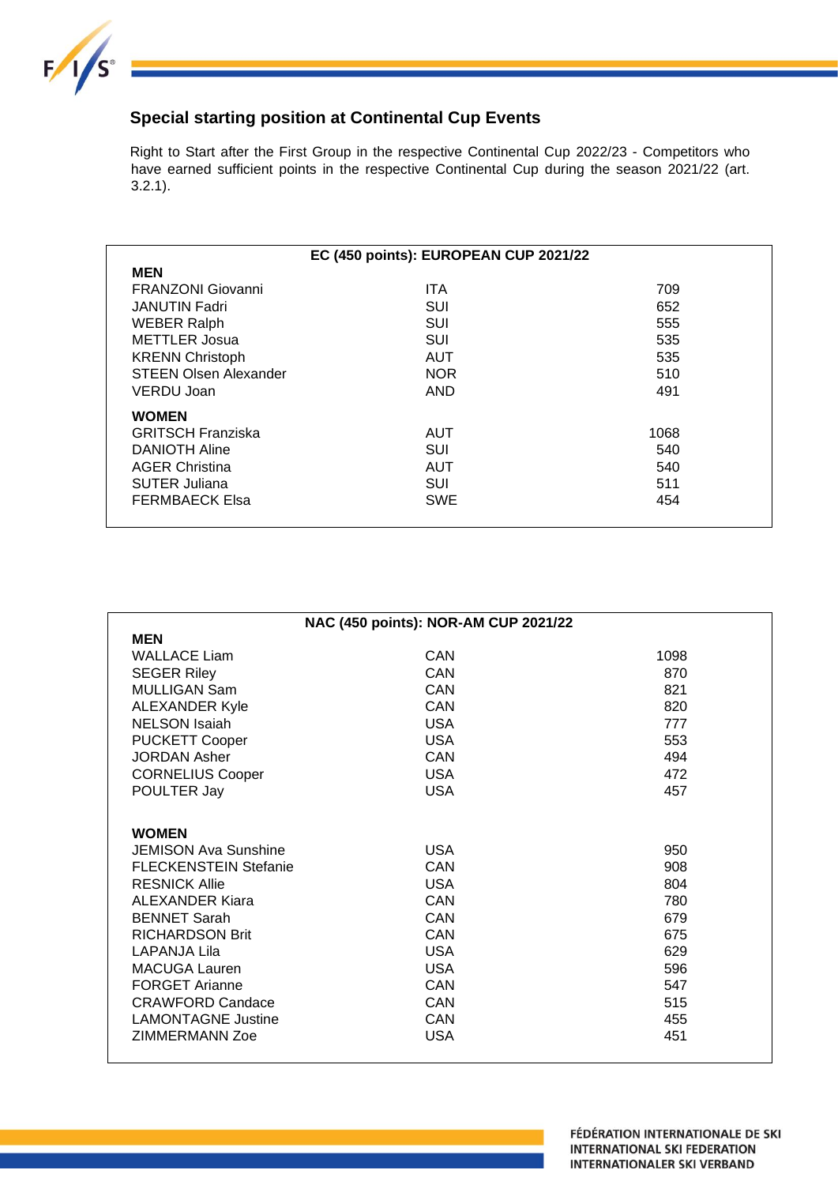## Special starting position at Continental Cup Events

Right to Start after the First Group in the respective Continental Cup 2022/23 - Competitors who have earned sufficient points in the respective Continental Cup during the season 2021/22 (art. 3.2.1).

| EC (450 points): EUROPEAN CUP 2021/22 | | |
|---|---|---|
| **MEN** | | |
| FRANZONI Giovanni | ITA | 709 |
| JANUTIN Fadri | SUI | 652 |
| WEBER Ralph | SUI | 555 |
| METTLER Josua | SUI | 535 |
| KRENN Christoph | AUT | 535 |
| STEEN Olsen Alexander | NOR | 510 |
| VERDU Joan | AND | 491 |
| **WOMEN** | | |
| GRITSCH Franziska | AUT | 1068 |
| DANIOTH Aline | SUI | 540 |
| AGER Christina | AUT | 540 |
| SUTER Juliana | SUI | 511 |
| FERMBAECK Elsa | SWE | 454 |

| NAC (450 points): NOR-AM CUP 2021/22 | | |
|---|---|---|
| **MEN** | | |
| WALLACE Liam | CAN | 1098 |
| SEGER Riley | CAN | 870 |
| MULLIGAN Sam | CAN | 821 |
| ALEXANDER Kyle | CAN | 820 |
| NELSON Isaiah | USA | 777 |
| PUCKETT Cooper | USA | 553 |
| JORDAN Asher | CAN | 494 |
| CORNELIUS Cooper | USA | 472 |
| POULTER Jay | USA | 457 |
| **WOMEN** | | |
| JEMISON Ava Sunshine | USA | 950 |
| FLECKENSTEIN Stefanie | CAN | 908 |
| RESNICK Allie | USA | 804 |
| ALEXANDER Kiara | CAN | 780 |
| BENNET Sarah | CAN | 679 |
| RICHARDSON Brit | CAN | 675 |
| LAPANJA Lila | USA | 629 |
| MACUGA Lauren | USA | 596 |
| FORGET Arianne | CAN | 547 |
| CRAWFORD Candace | CAN | 515 |
| LAMONTAGNE Justine | CAN | 455 |
| ZIMMERMANN Zoe | USA | 451 |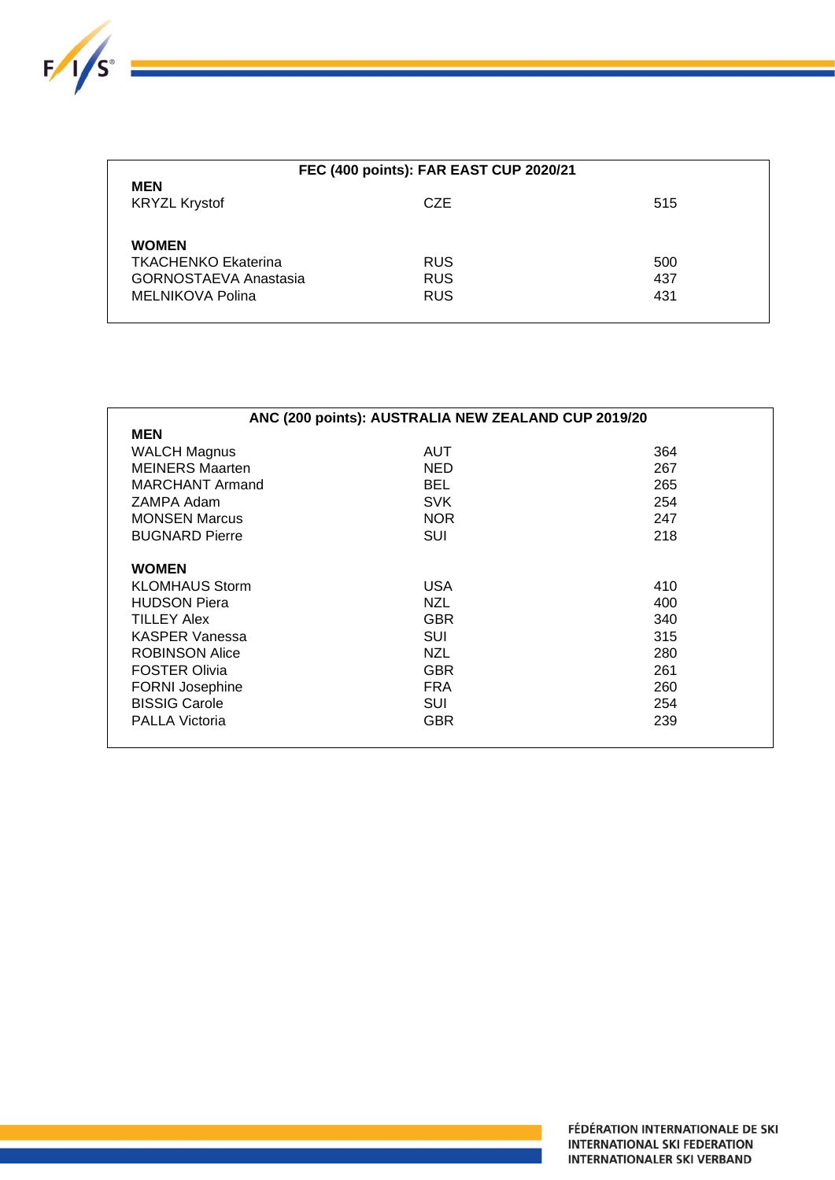| FEC (400 points): FAR EAST CUP 2020/21 | | |
|---|---|---|
| **MEN** | | |
| KRYZL Krystof | CZE | 515 |
| | | |
| **WOMEN** | | |
| TKACHENKO Ekaterina | RUS | 500 |
| GORNOSTAEVA Anastasia | RUS | 437 |
| MELNIKOVA Polina | RUS | 431 |

| ANC (200 points): AUSTRALIA NEW ZEALAND CUP 2019/20 | | |
|---|---|---|
| **MEN** | | |
| WALCH Magnus | AUT | 364 |
| MEINERS Maarten | NED | 267 |
| MARCHANT Armand | BEL | 265 |
| ZAMPA Adam | SVK | 254 |
| MONSEN Marcus | NOR | 247 |
| BUGNARD Pierre | SUI | 218 |
| | | |
| **WOMEN** | | |
| KLOMHAUS Storm | USA | 410 |
| HUDSON Piera | NZL | 400 |
| TILLEY Alex | GBR | 340 |
| KASPER Vanessa | SUI | 315 |
| ROBINSON Alice | NZL | 280 |
| FOSTER Olivia | GBR | 261 |
| FORNI Josephine | FRA | 260 |
| BISSIG Carole | SUI | 254 |
| PALLA Victoria | GBR | 239 |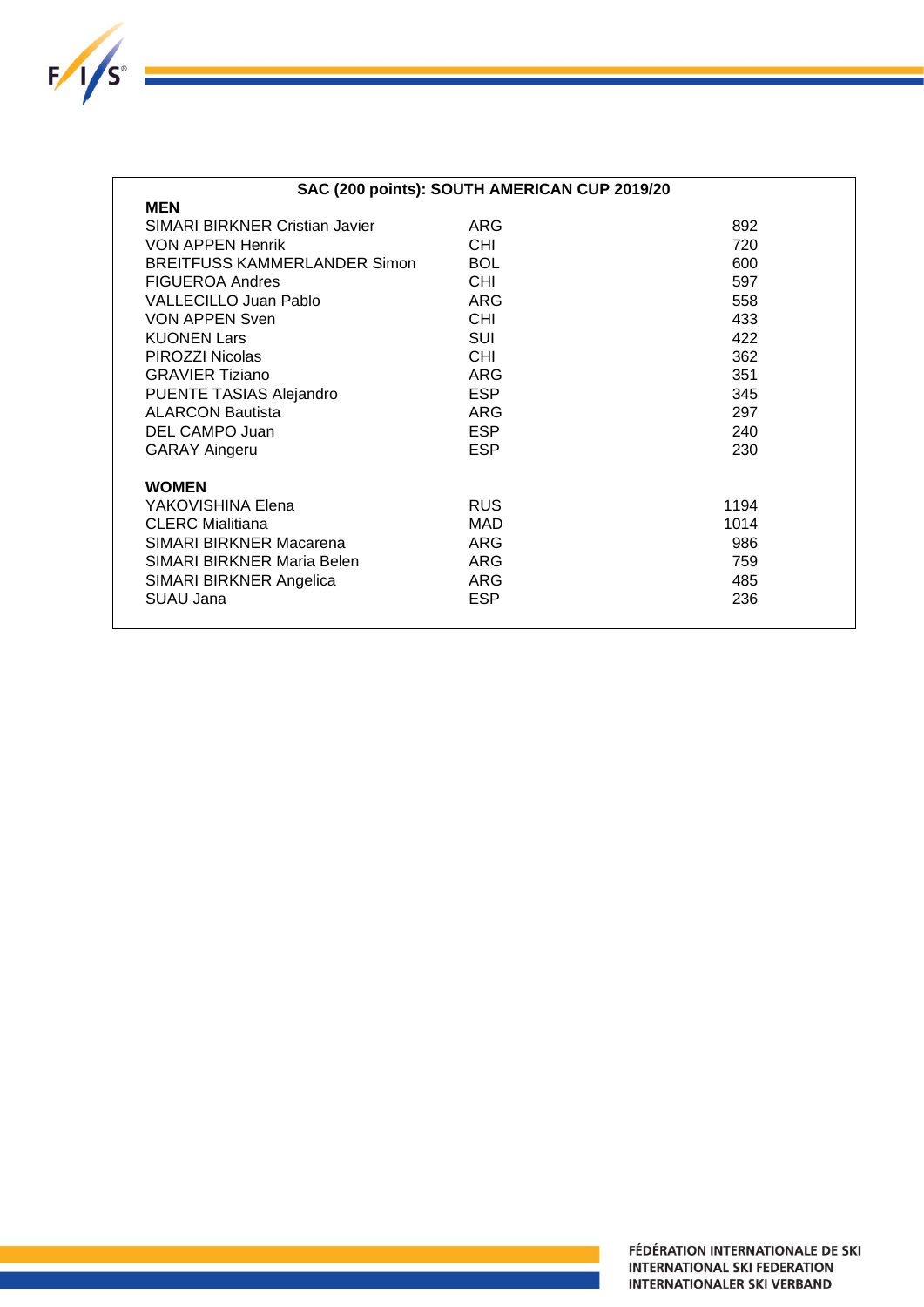## SAC (200 points): SOUTH AMERICAN CUP 2019/20

| MEN | | |
|---|---|---|
| SIMARI BIRKNER Cristian Javier | ARG | 892 |
| VON APPEN Henrik | CHI | 720 |
| BREITFUSS KAMMERLANDER Simon | BOL | 600 |
| FIGUEROA Andres | CHI | 597 |
| VALLECILLO Juan Pablo | ARG | 558 |
| VON APPEN Sven | CHI | 433 |
| KUONEN Lars | SUI | 422 |
| PIROZZI Nicolas | CHI | 362 |
| GRAVIER Tiziano | ARG | 351 |
| PUENTE TASIAS Alejandro | ESP | 345 |
| ALARCON Bautista | ARG | 297 |
| DEL CAMPO Juan | ESP | 240 |
| GARAY Aingeru | ESP | 230 |

| WOMEN | | |
|---|---|---|
| YAKOVISHINA Elena | RUS | 1194 |
| CLERC Mialitiana | MAD | 1014 |
| SIMARI BIRKNER Macarena | ARG | 986 |
| SIMARI BIRKNER Maria Belen | ARG | 759 |
| SIMARI BIRKNER Angelica | ARG | 485 |
| SUAU Jana | ESP | 236 |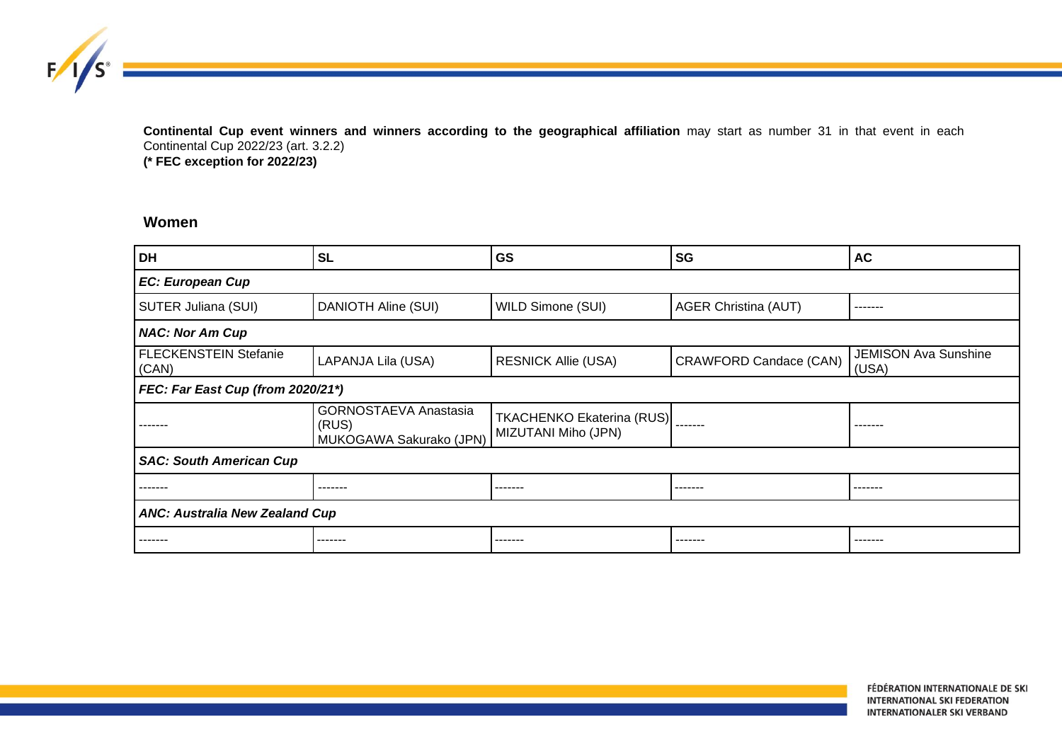**Continental Cup event winners and winners according to the geographical affiliation** may start as number 31 in that event in each Continental Cup 2022/23 (art. 3.2.2)
**(* FEC exception for 2022/23)**

## Women

| DH | SL | GS | SG | AC |
|---|---|---|---|---|
| ***EC: European Cup*** | | | | |
| SUTER Juliana (SUI) | DANIOTH Aline (SUI) | WILD Simone (SUI) | AGER Christina (AUT) | ------- |
| ***NAC: Nor Am Cup*** | | | | |
| FLECKENSTEIN Stefanie (CAN) | LAPANJA Lila (USA) | RESNICK Allie (USA) | CRAWFORD Candace (CAN) | JEMISON Ava Sunshine (USA) |
| ***FEC: Far East Cup (from 2020/21*)*** | | | | |
| ------- | GORNOSTAEVA Anastasia (RUS)<br>MUKOGAWA Sakurako (JPN) | TKACHENKO Ekaterina (RUS)<br>MIZUTANI Miho (JPN) | ------- | ------- |
| ***SAC: South American Cup*** | | | | |
| ------- | ------- | ------- | ------- | ------- |
| ***ANC: Australia New Zealand Cup*** | | | | |
| ------- | ------- | ------- | ------- | ------- |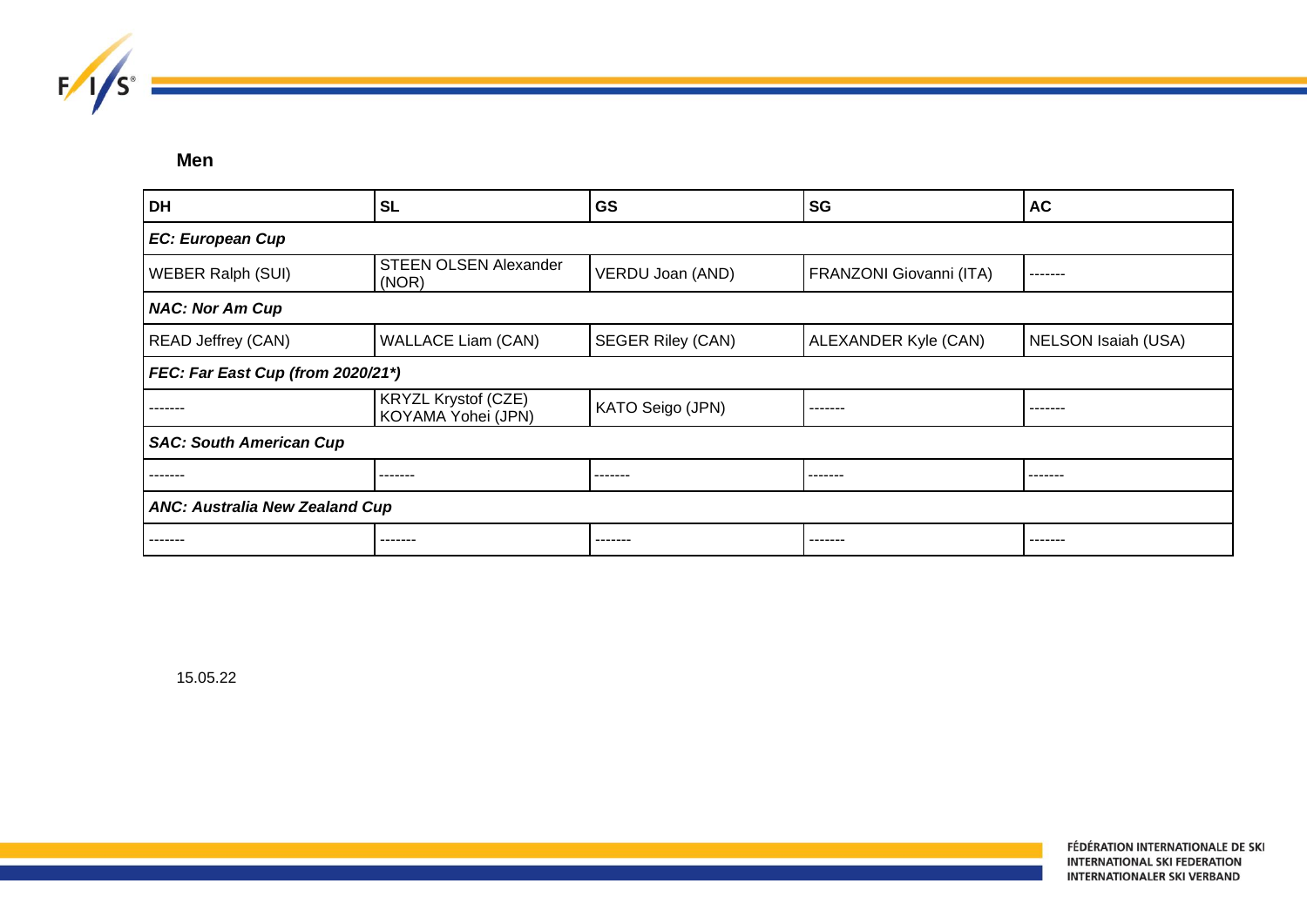## Men

| DH | SL | GS | SG | AC |
|---|---|---|---|---|
| ***EC: European Cup*** | | | | |
| WEBER Ralph (SUI) | STEEN OLSEN Alexander (NOR) | VERDU Joan (AND) | FRANZONI Giovanni (ITA) | ------- |
| ***NAC: Nor Am Cup*** | | | | |
| READ Jeffrey (CAN) | WALLACE Liam (CAN) | SEGER Riley (CAN) | ALEXANDER Kyle (CAN) | NELSON Isaiah (USA) |
| ***FEC: Far East Cup (from 2020/21\*)*** | | | | |
| ------- | KRYZL Krystof (CZE) KOYAMA Yohei (JPN) | KATO Seigo (JPN) | ------- | ------- |
| ***SAC: South American Cup*** | | | | |
| ------- | ------- | ------- | ------- | ------- |
| ***ANC: Australia New Zealand Cup*** | | | | |
| ------- | ------- | ------- | ------- | ------- |

15.05.22